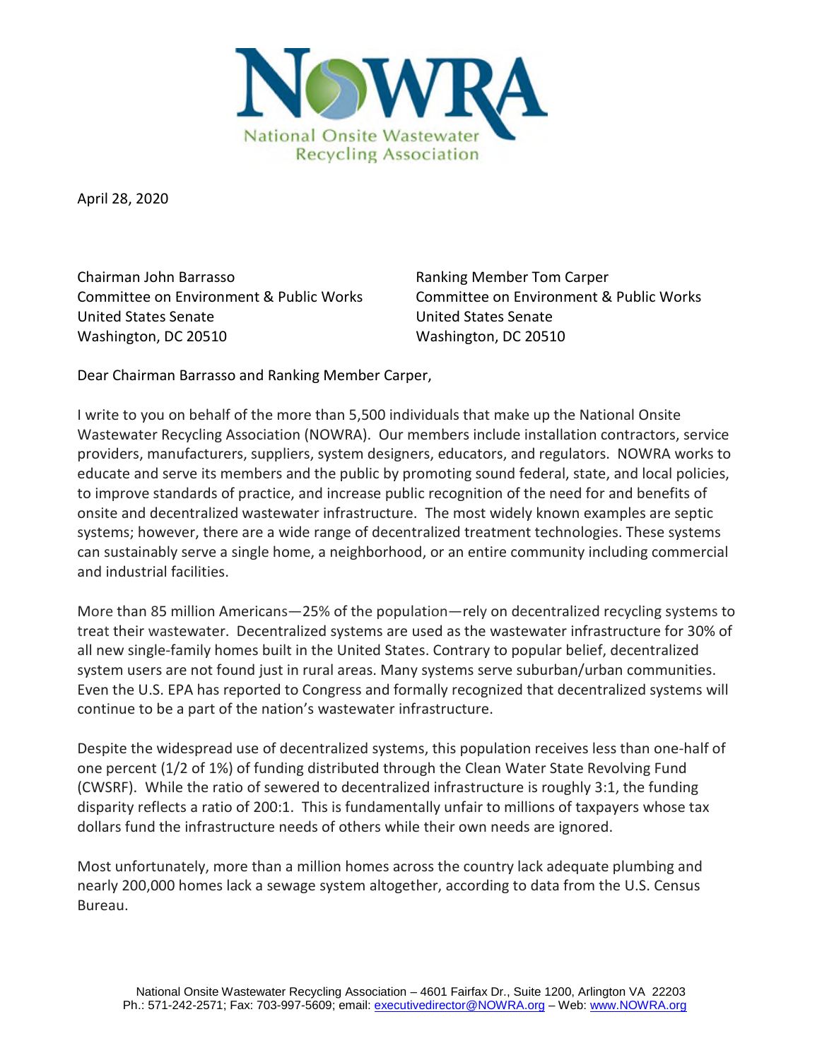NOWRA

National Onsite Wastewater Recycling Association

April 28, 2020

Chairman John Barrasso
Committee on Environment & Public Works
United States Senate
Washington, DC 20510

Ranking Member Tom Carper
Committee on Environment & Public Works
United States Senate
Washington, DC 20510

Dear Chairman Barrasso and Ranking Member Carper,

I write to you on behalf of the more than 5,500 individuals that make up the National Onsite Wastewater Recycling Association (NOWRA). Our members include installation contractors, service providers, manufacturers, suppliers, system designers, educators, and regulators. NOWRA works to educate and serve its members and the public by promoting sound federal, state, and local policies, to improve standards of practice, and increase public recognition of the need for and benefits of onsite and decentralized wastewater infrastructure. The most widely known examples are septic systems; however, there are a wide range of decentralized treatment technologies. These systems can sustainably serve a single home, a neighborhood, or an entire community including commercial and industrial facilities.

More than 85 million Americans—25% of the population—rely on decentralized recycling systems to treat their wastewater. Decentralized systems are used as the wastewater infrastructure for 30% of all new single-family homes built in the United States. Contrary to popular belief, decentralized system users are not found just in rural areas. Many systems serve suburban/urban communities. Even the U.S. EPA has reported to Congress and formally recognized that decentralized systems will continue to be a part of the nation's wastewater infrastructure.

Despite the widespread use of decentralized systems, this population receives less than one-half of one percent (1/2 of 1%) of funding distributed through the Clean Water State Revolving Fund (CWSRF). While the ratio of sewered to decentralized infrastructure is roughly 3:1, the funding disparity reflects a ratio of 200:1. This is fundamentally unfair to millions of taxpayers whose tax dollars fund the infrastructure needs of others while their own needs are ignored.

Most unfortunately, more than a million homes across the country lack adequate plumbing and nearly 200,000 homes lack a sewage system altogether, according to data from the U.S. Census Bureau.

National Onsite Wastewater Recycling Association – 4601 Fairfax Dr., Suite 1200, Arlington VA 22203
Ph.: 571-242-2571; Fax: 703-997-5609; email: executivedirector@NOWRA.org – Web: www.NOWRA.org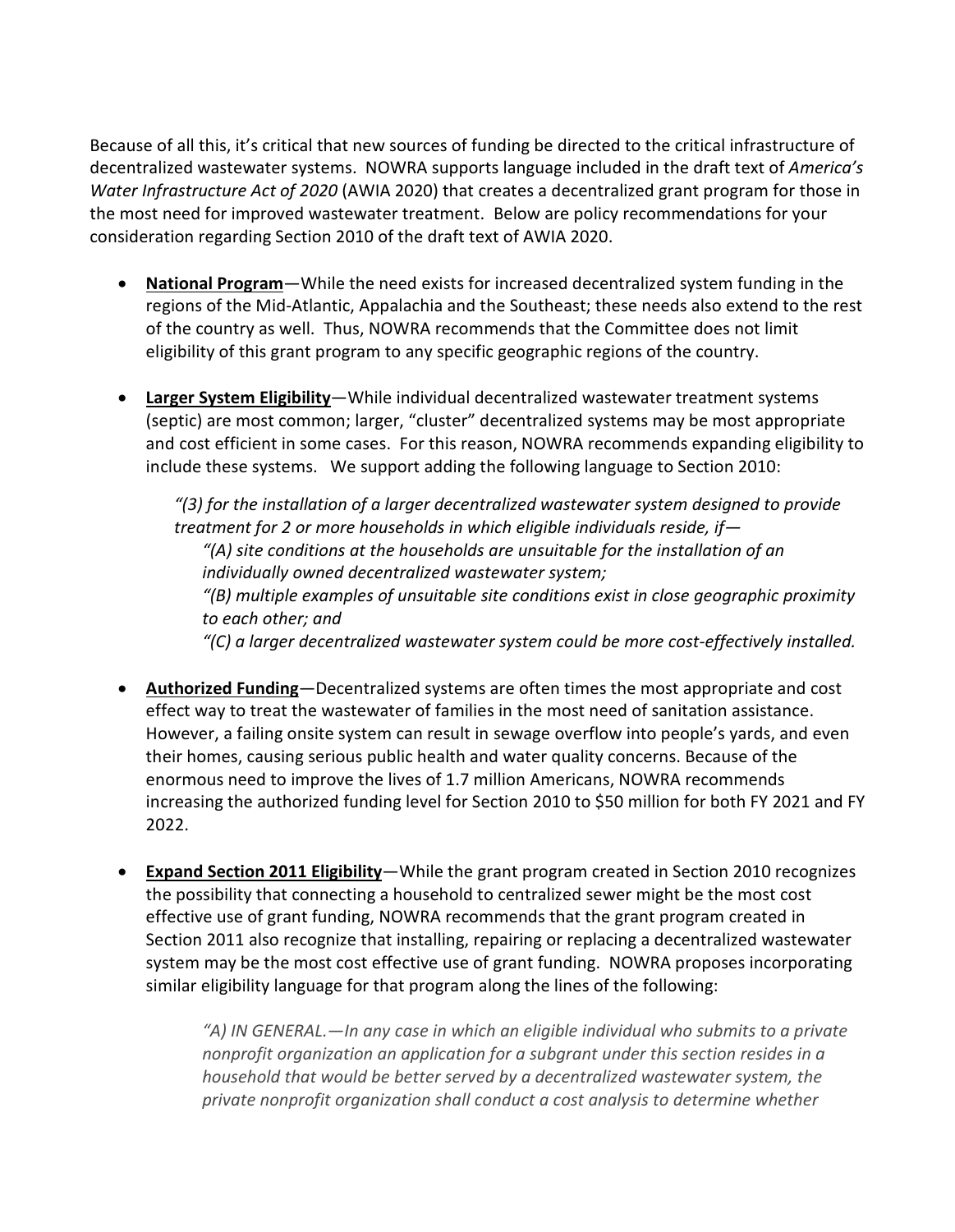Because of all this, it's critical that new sources of funding be directed to the critical infrastructure of decentralized wastewater systems. NOWRA supports language included in the draft text of *America's Water Infrastructure Act of 2020* (AWIA 2020) that creates a decentralized grant program for those in the most need for improved wastewater treatment. Below are policy recommendations for your consideration regarding Section 2010 of the draft text of AWIA 2020.

- **National Program**—While the need exists for increased decentralized system funding in the regions of the Mid-Atlantic, Appalachia and the Southeast; these needs also extend to the rest of the country as well. Thus, NOWRA recommends that the Committee does not limit eligibility of this grant program to any specific geographic regions of the country.

- **Larger System Eligibility**—While individual decentralized wastewater treatment systems (septic) are most common; larger, "cluster" decentralized systems may be most appropriate and cost efficient in some cases. For this reason, NOWRA recommends expanding eligibility to include these systems. We support adding the following language to Section 2010:

  *"(3) for the installation of a larger decentralized wastewater system designed to provide treatment for 2 or more households in which eligible individuals reside, if—*
    *"(A) site conditions at the households are unsuitable for the installation of an individually owned decentralized wastewater system;*
    *"(B) multiple examples of unsuitable site conditions exist in close geographic proximity to each other; and*
    *"(C) a larger decentralized wastewater system could be more cost-effectively installed.*

- **Authorized Funding**—Decentralized systems are often times the most appropriate and cost effect way to treat the wastewater of families in the most need of sanitation assistance. However, a failing onsite system can result in sewage overflow into people's yards, and even their homes, causing serious public health and water quality concerns. Because of the enormous need to improve the lives of 1.7 million Americans, NOWRA recommends increasing the authorized funding level for Section 2010 to $50 million for both FY 2021 and FY 2022.

- **Expand Section 2011 Eligibility**—While the grant program created in Section 2010 recognizes the possibility that connecting a household to centralized sewer might be the most cost effective use of grant funding, NOWRA recommends that the grant program created in Section 2011 also recognize that installing, repairing or replacing a decentralized wastewater system may be the most cost effective use of grant funding. NOWRA proposes incorporating similar eligibility language for that program along the lines of the following:

  *"A) IN GENERAL.—In any case in which an eligible individual who submits to a private nonprofit organization an application for a subgrant under this section resides in a household that would be better served by a decentralized wastewater system, the private nonprofit organization shall conduct a cost analysis to determine whether*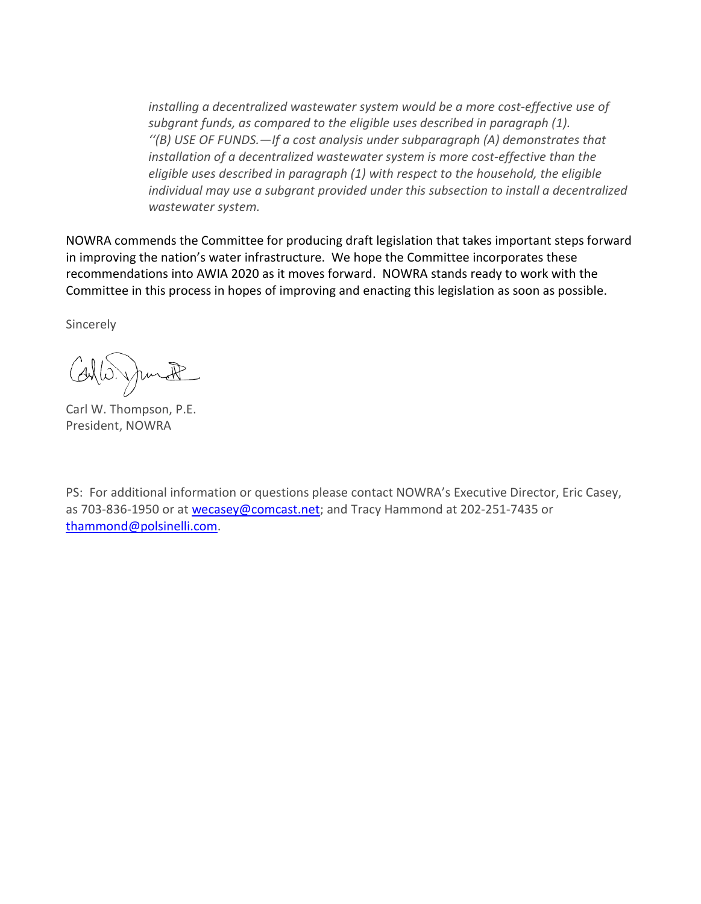*installing a decentralized wastewater system would be a more cost-effective use of subgrant funds, as compared to the eligible uses described in paragraph (1).*
*''(B) USE OF FUNDS.—If a cost analysis under subparagraph (A) demonstrates that installation of a decentralized wastewater system is more cost-effective than the eligible uses described in paragraph (1) with respect to the household, the eligible individual may use a subgrant provided under this subsection to install a decentralized wastewater system.*

NOWRA commends the Committee for producing draft legislation that takes important steps forward in improving the nation's water infrastructure. We hope the Committee incorporates these recommendations into AWIA 2020 as it moves forward. NOWRA stands ready to work with the Committee in this process in hopes of improving and enacting this legislation as soon as possible.

Sincerely

Carl W. Thompson, P.E.
President, NOWRA

PS: For additional information or questions please contact NOWRA's Executive Director, Eric Casey, as 703-836-1950 or at wecasey@comcast.net; and Tracy Hammond at 202-251-7435 or thammond@polsinelli.com.